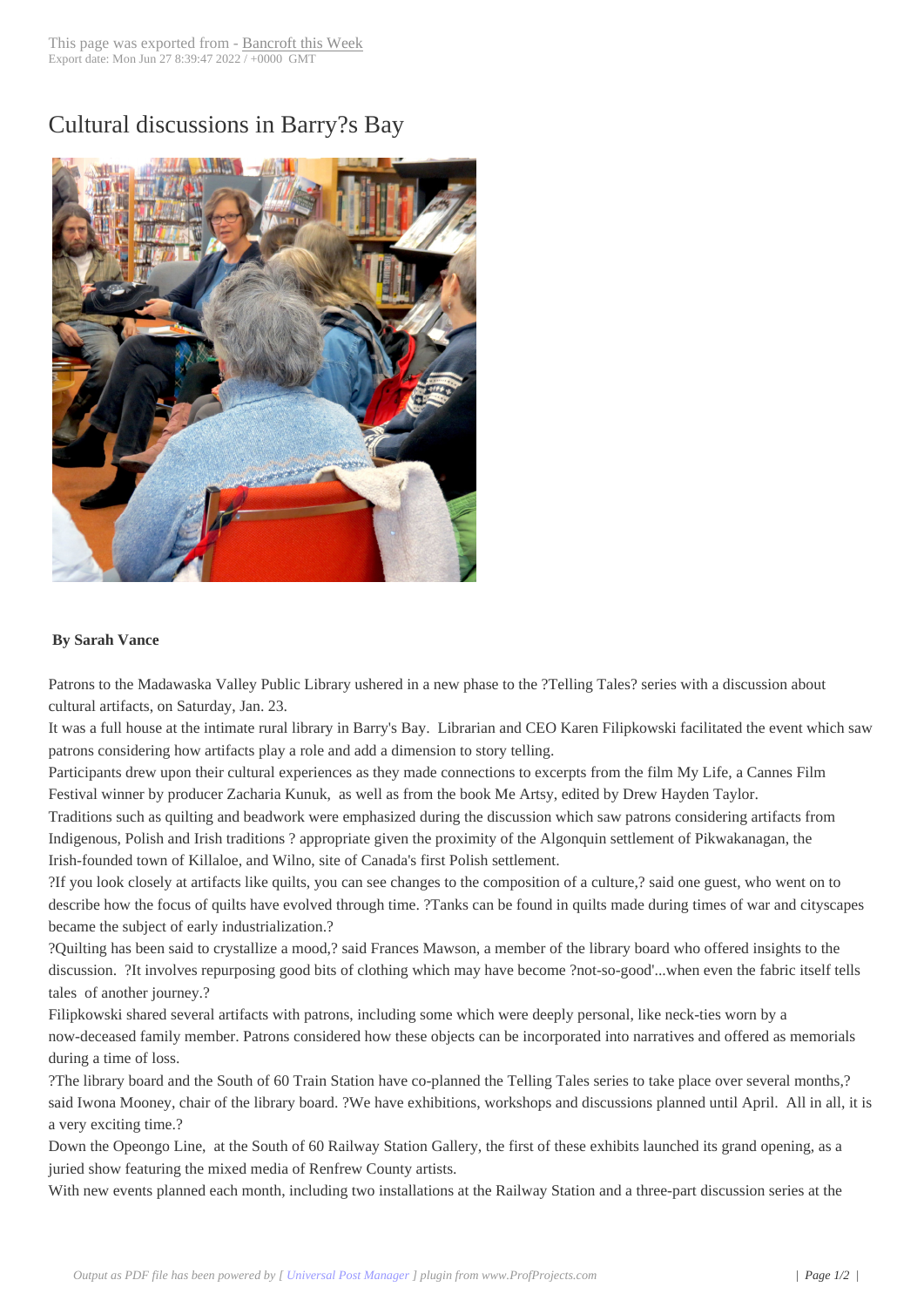# Cultural discussions in Barry?s Bay

**By Sarah Vance**

Patrons to the Madawaska Valley Public Library ushered in a new phase to the ?Telling Tales? series with a discussion about cultural artifacts, on Saturday, Jan. 23.

It was a full house at the intimate rural library in Barry's Bay. Librarian and CEO Karen Filipkowski facilitated the event which saw patrons considering how artifacts play a role and add a dimension to story telling.

Participants drew upon their cultural experiences as they made connections to excerpts from the film My Life, a Cannes Film Festival winner by producer Zacharia Kunuk, as well as from the book Me Artsy, edited by Drew Hayden Taylor.

Traditions such as quilting and beadwork were emphasized during the discussion which saw patrons considering artifacts from Indigenous, Polish and Irish traditions ? appropriate given the proximity of the Algonquin settlement of Pikwakanagan, the Irish-founded town of Killaloe, and Wilno, site of Canada's first Polish settlement.

?If you look closely at artifacts like quilts, you can see changes to the composition of a culture,? said one guest, who went on to describe how the focus of quilts have evolved through time. ?Tanks can be found in quilts made during times of war and cityscapes became the subject of early industrialization.?

?Quilting has been said to crystallize a mood,? said Frances Mawson, a member of the library board who offered insights to the discussion. ?It involves repurposing good bits of clothing which may have become ?not-so-good'...when even the fabric itself tells tales of another journey.?

Filipkowski shared several artifacts with patrons, including some which were deeply personal, like neck-ties worn by a now-deceased family member. Patrons considered how these objects can be incorporated into narratives and offered as memorials during a time of loss.

?The library board and the South of 60 Train Station have co-planned the Telling Tales series to take place over several months,? said Iwona Mooney, chair of the library board. ?We have exhibitions, workshops and discussions planned until April. All in all, it is a very exciting time.?

Down the Opeongo Line, at the South of 60 Railway Station Gallery, the first of these exhibits launched its grand opening, as a juried show featuring the mixed media of Renfrew County artists.

With new events planned each month, including two installations at the Railway Station and a three-part discussion series at the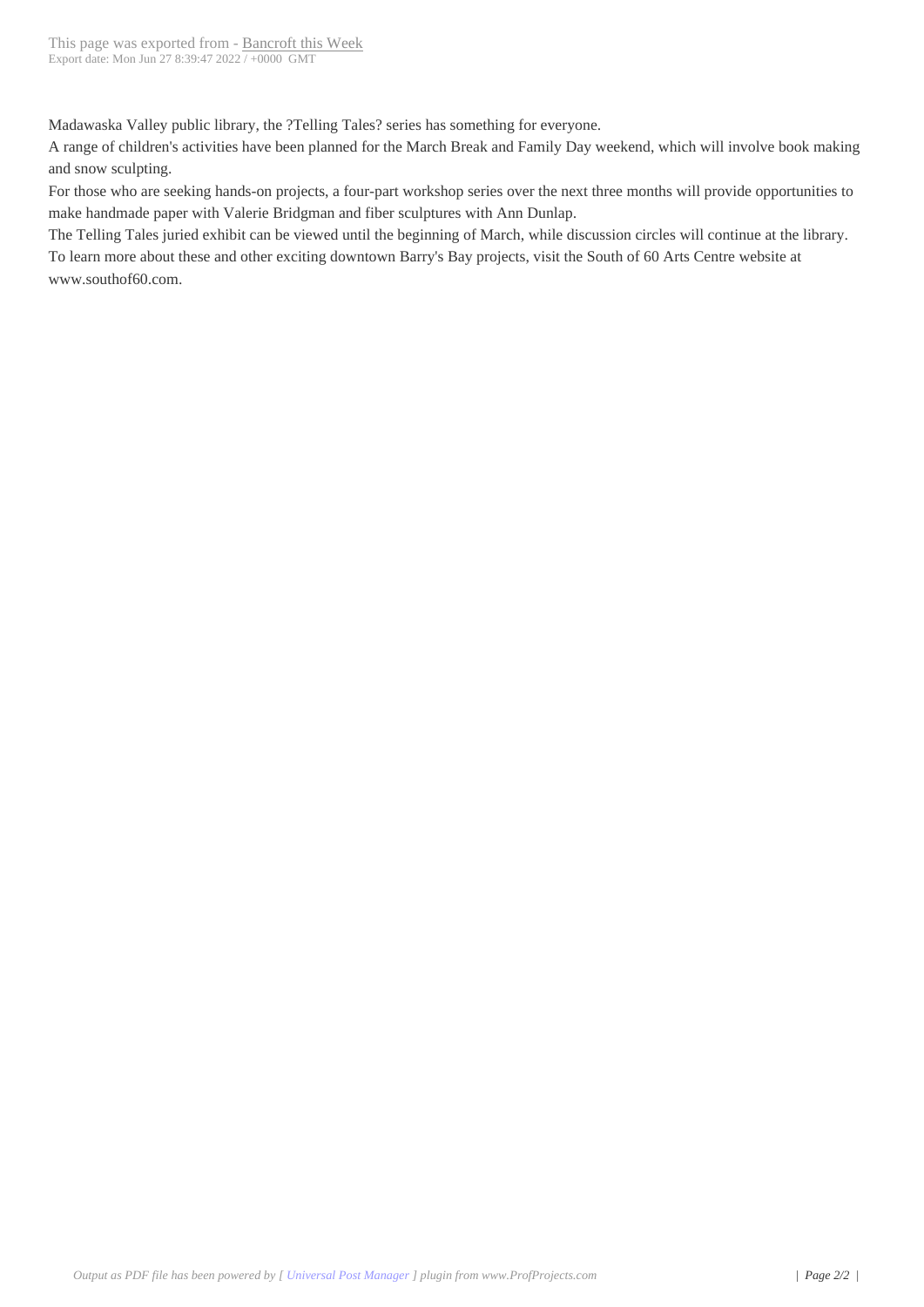Madawaska Valley public library, the ?Telling Tales? series has something for everyone.

A range of children's activities have been planned for the March Break and Family Day weekend, which will involve book making and snow sculpting.

For those who are seeking hands-on projects, a four-part workshop series over the next three months will provide opportunities to make handmade paper with Valerie Bridgman and fiber sculptures with Ann Dunlap.

The Telling Tales juried exhibit can be viewed until the beginning of March, while discussion circles will continue at the library.

To learn more about these and other exciting downtown Barry's Bay projects, visit the South of 60 Arts Centre website at www.southof60.com.